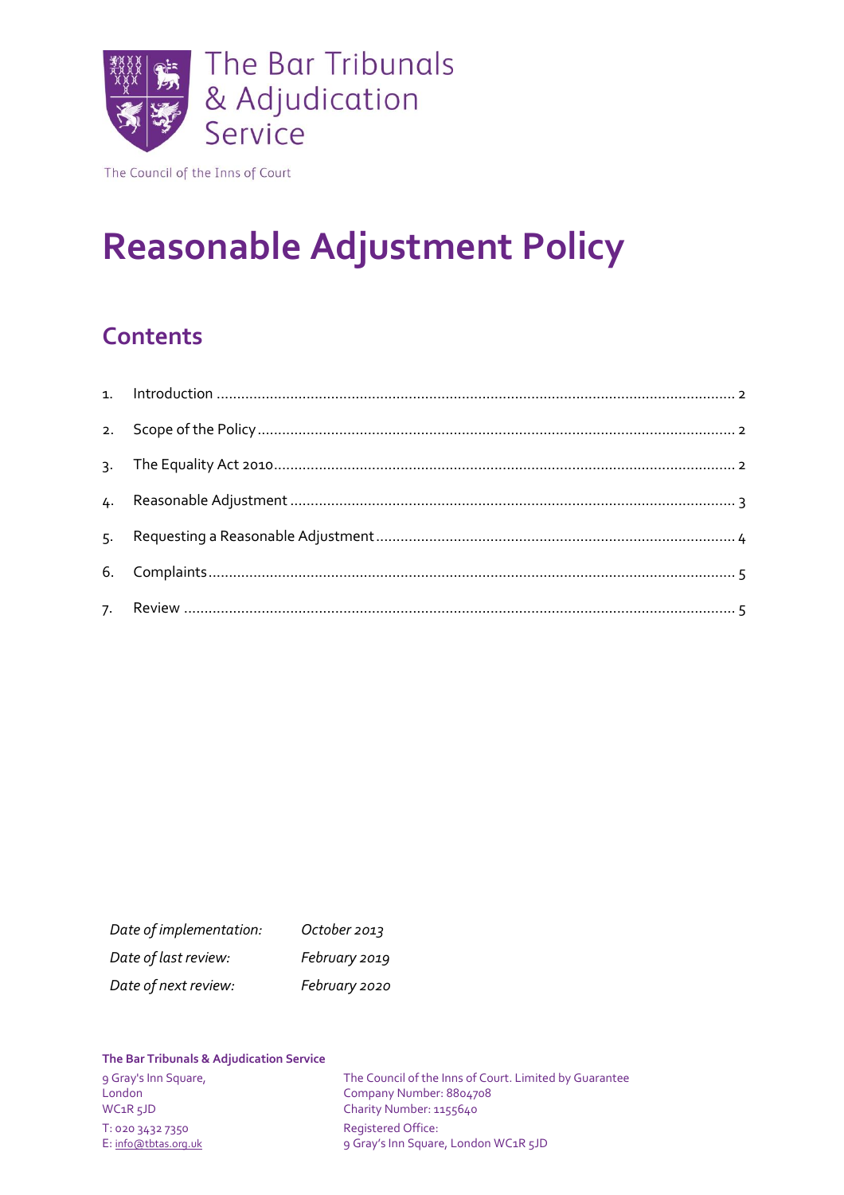The Bar Tribunals & Adjudication Service

The Council of the Inns of Court

# Reasonable Adjustment Policy

## Contents

1. Introduction ........................................................................ 2
2. Scope of the Policy ........................................................................ 2
3. The Equality Act 2010 ........................................................................ 2
4. Reasonable Adjustment ........................................................................ 3
5. Requesting a Reasonable Adjustment ........................................................................ 4
6. Complaints ........................................................................ 5
7. Review ........................................................................ 5

| | |
|---|---|
| *Date of implementation:* | *October 2013* |
| *Date of last review:* | *February 2019* |
| *Date of next review:* | *February 2020* |

**The Bar Tribunals & Adjudication Service**

9 Gray's Inn Square,
London
WC1R 5JD

T: 020 3432 7350
E: info@tbtas.org.uk

The Council of the Inns of Court. Limited by Guarantee
Company Number: 8804708
Charity Number: 1155640

Registered Office:
9 Gray's Inn Square, London WC1R 5JD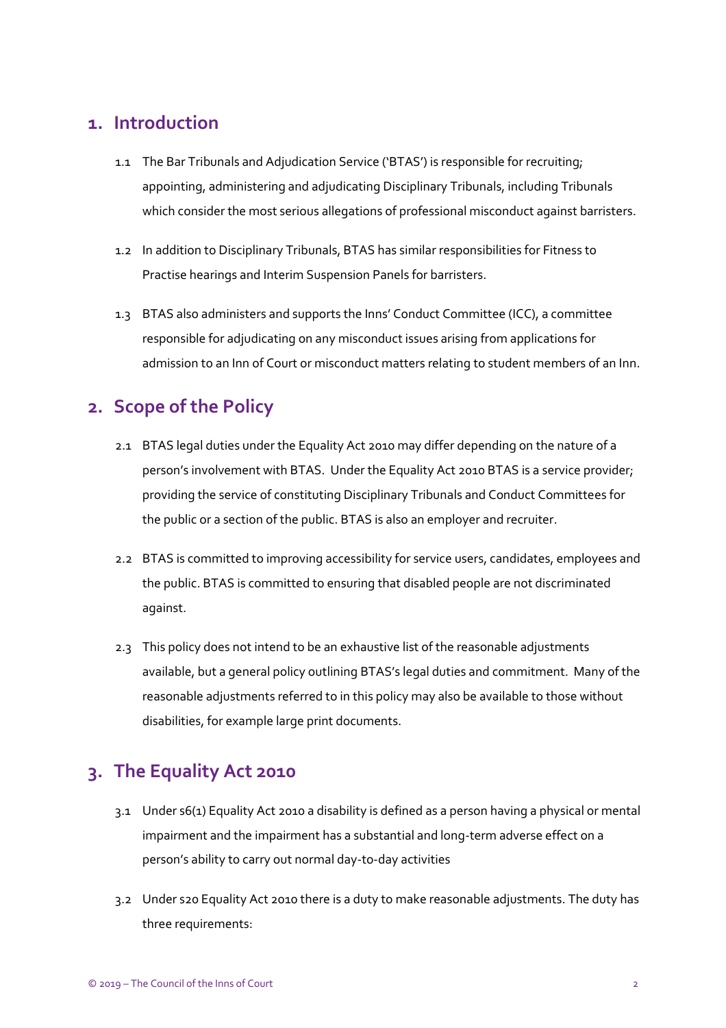## 1. Introduction

1.1 The Bar Tribunals and Adjudication Service ('BTAS') is responsible for recruiting; appointing, administering and adjudicating Disciplinary Tribunals, including Tribunals which consider the most serious allegations of professional misconduct against barristers.

1.2 In addition to Disciplinary Tribunals, BTAS has similar responsibilities for Fitness to Practise hearings and Interim Suspension Panels for barristers.

1.3 BTAS also administers and supports the Inns' Conduct Committee (ICC), a committee responsible for adjudicating on any misconduct issues arising from applications for admission to an Inn of Court or misconduct matters relating to student members of an Inn.

## 2. Scope of the Policy

2.1 BTAS legal duties under the Equality Act 2010 may differ depending on the nature of a person's involvement with BTAS. Under the Equality Act 2010 BTAS is a service provider; providing the service of constituting Disciplinary Tribunals and Conduct Committees for the public or a section of the public. BTAS is also an employer and recruiter.

2.2 BTAS is committed to improving accessibility for service users, candidates, employees and the public. BTAS is committed to ensuring that disabled people are not discriminated against.

2.3 This policy does not intend to be an exhaustive list of the reasonable adjustments available, but a general policy outlining BTAS's legal duties and commitment. Many of the reasonable adjustments referred to in this policy may also be available to those without disabilities, for example large print documents.

## 3. The Equality Act 2010

3.1 Under s6(1) Equality Act 2010 a disability is defined as a person having a physical or mental impairment and the impairment has a substantial and long-term adverse effect on a person's ability to carry out normal day-to-day activities

3.2 Under s20 Equality Act 2010 there is a duty to make reasonable adjustments. The duty has three requirements: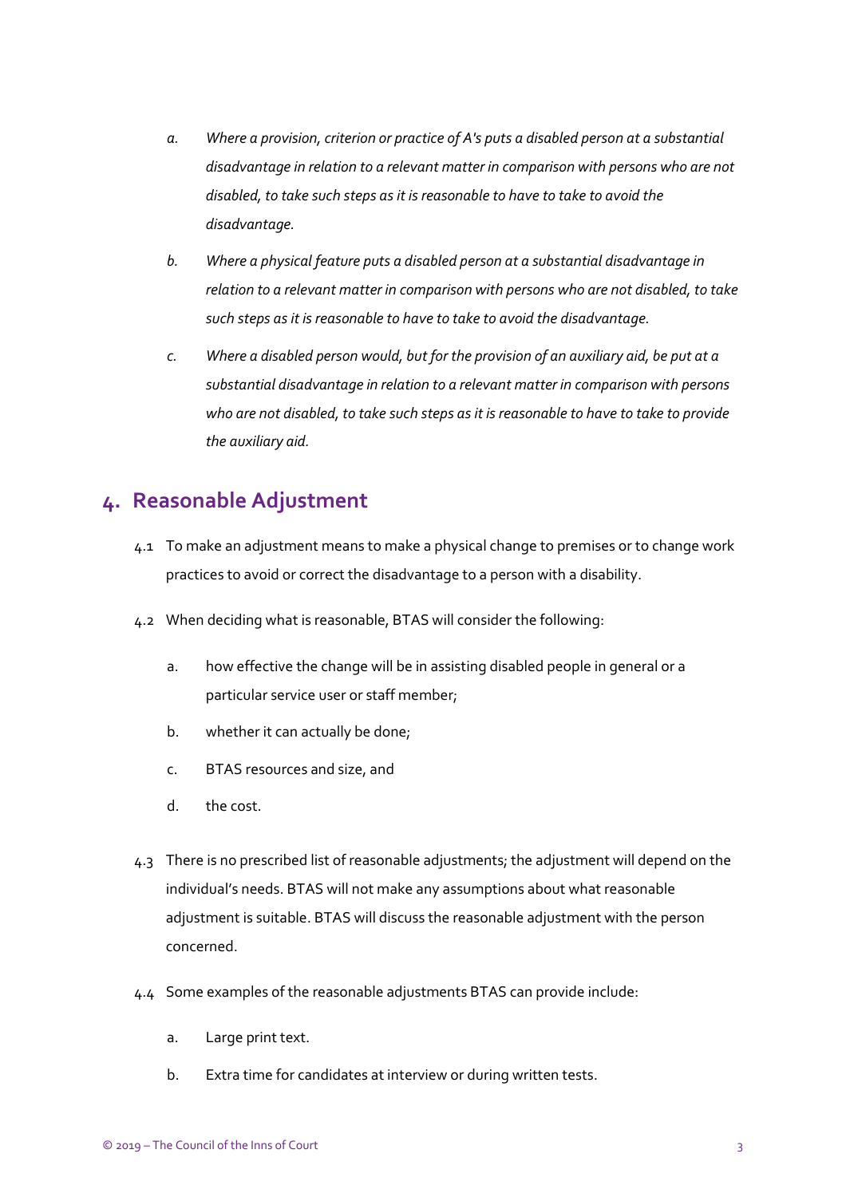a. *Where a provision, criterion or practice of A's puts a disabled person at a substantial disadvantage in relation to a relevant matter in comparison with persons who are not disabled, to take such steps as it is reasonable to have to take to avoid the disadvantage.*

b. *Where a physical feature puts a disabled person at a substantial disadvantage in relation to a relevant matter in comparison with persons who are not disabled, to take such steps as it is reasonable to have to take to avoid the disadvantage.*

c. *Where a disabled person would, but for the provision of an auxiliary aid, be put at a substantial disadvantage in relation to a relevant matter in comparison with persons who are not disabled, to take such steps as it is reasonable to have to take to provide the auxiliary aid.*

## 4. Reasonable Adjustment

4.1 To make an adjustment means to make a physical change to premises or to change work practices to avoid or correct the disadvantage to a person with a disability.

4.2 When deciding what is reasonable, BTAS will consider the following:

a. how effective the change will be in assisting disabled people in general or a particular service user or staff member;

b. whether it can actually be done;

c. BTAS resources and size, and

d. the cost.

4.3 There is no prescribed list of reasonable adjustments; the adjustment will depend on the individual's needs. BTAS will not make any assumptions about what reasonable adjustment is suitable. BTAS will discuss the reasonable adjustment with the person concerned.

4.4 Some examples of the reasonable adjustments BTAS can provide include:

a. Large print text.

b. Extra time for candidates at interview or during written tests.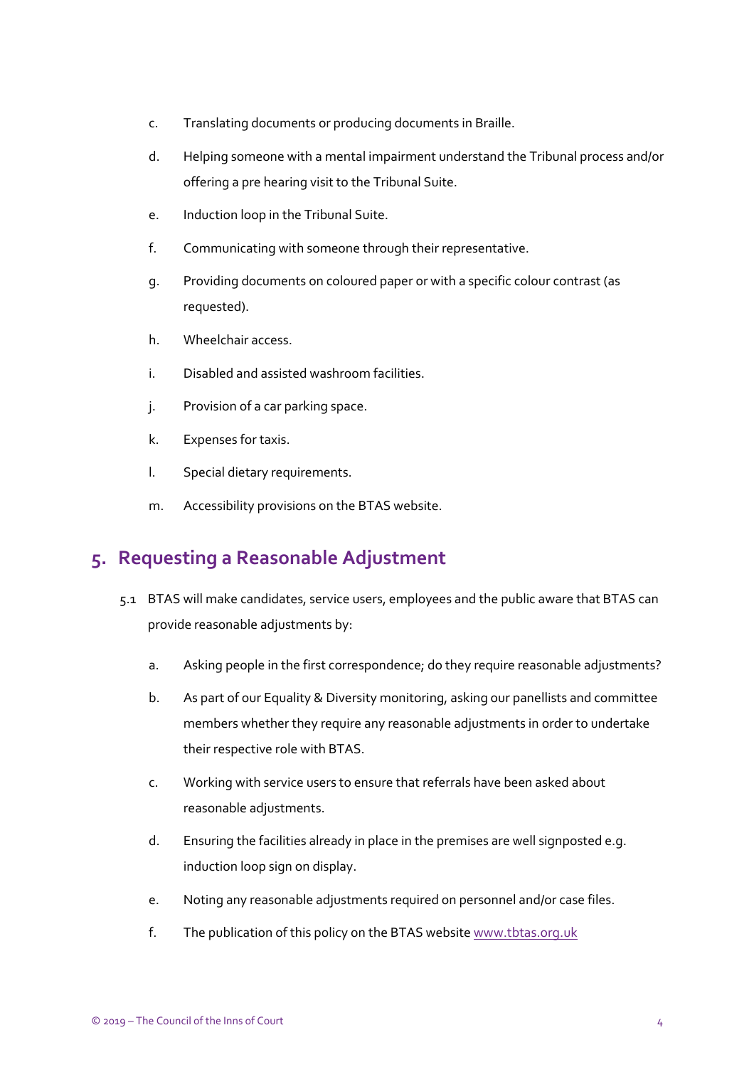c. Translating documents or producing documents in Braille.

d. Helping someone with a mental impairment understand the Tribunal process and/or offering a pre hearing visit to the Tribunal Suite.

e. Induction loop in the Tribunal Suite.

f. Communicating with someone through their representative.

g. Providing documents on coloured paper or with a specific colour contrast (as requested).

h. Wheelchair access.

i. Disabled and assisted washroom facilities.

j. Provision of a car parking space.

k. Expenses for taxis.

l. Special dietary requirements.

m. Accessibility provisions on the BTAS website.

## 5. Requesting a Reasonable Adjustment

5.1 BTAS will make candidates, service users, employees and the public aware that BTAS can provide reasonable adjustments by:

a. Asking people in the first correspondence; do they require reasonable adjustments?

b. As part of our Equality & Diversity monitoring, asking our panellists and committee members whether they require any reasonable adjustments in order to undertake their respective role with BTAS.

c. Working with service users to ensure that referrals have been asked about reasonable adjustments.

d. Ensuring the facilities already in place in the premises are well signposted e.g. induction loop sign on display.

e. Noting any reasonable adjustments required on personnel and/or case files.

f. The publication of this policy on the BTAS website www.tbtas.org.uk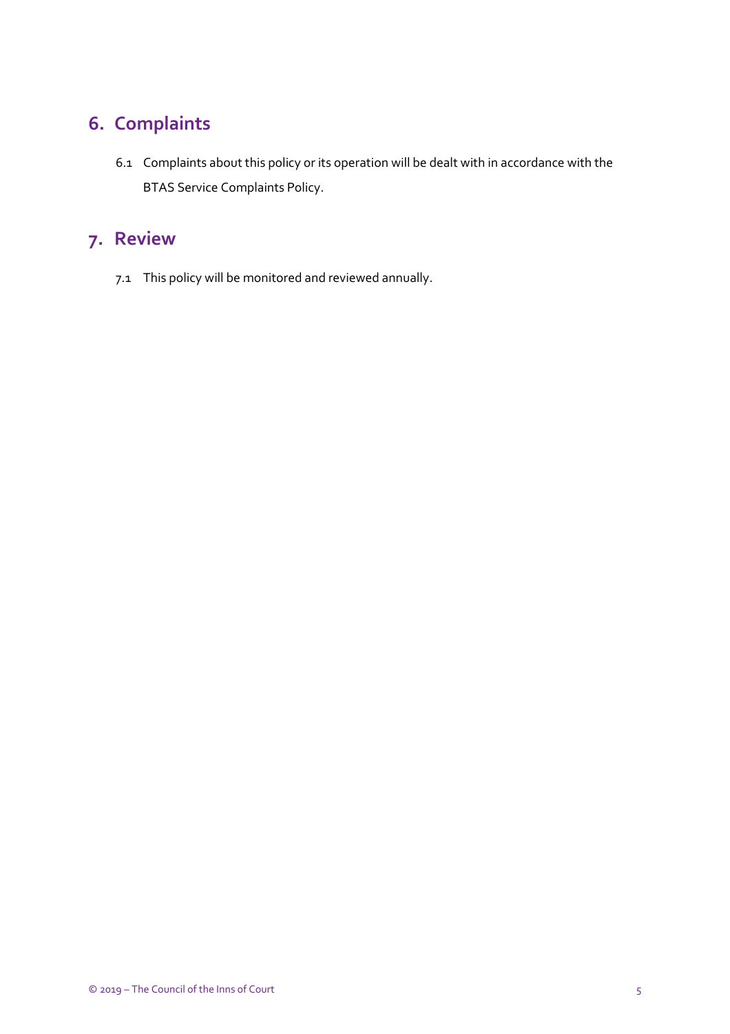## 6. Complaints

6.1 Complaints about this policy or its operation will be dealt with in accordance with the BTAS Service Complaints Policy.

## 7. Review

7.1 This policy will be monitored and reviewed annually.